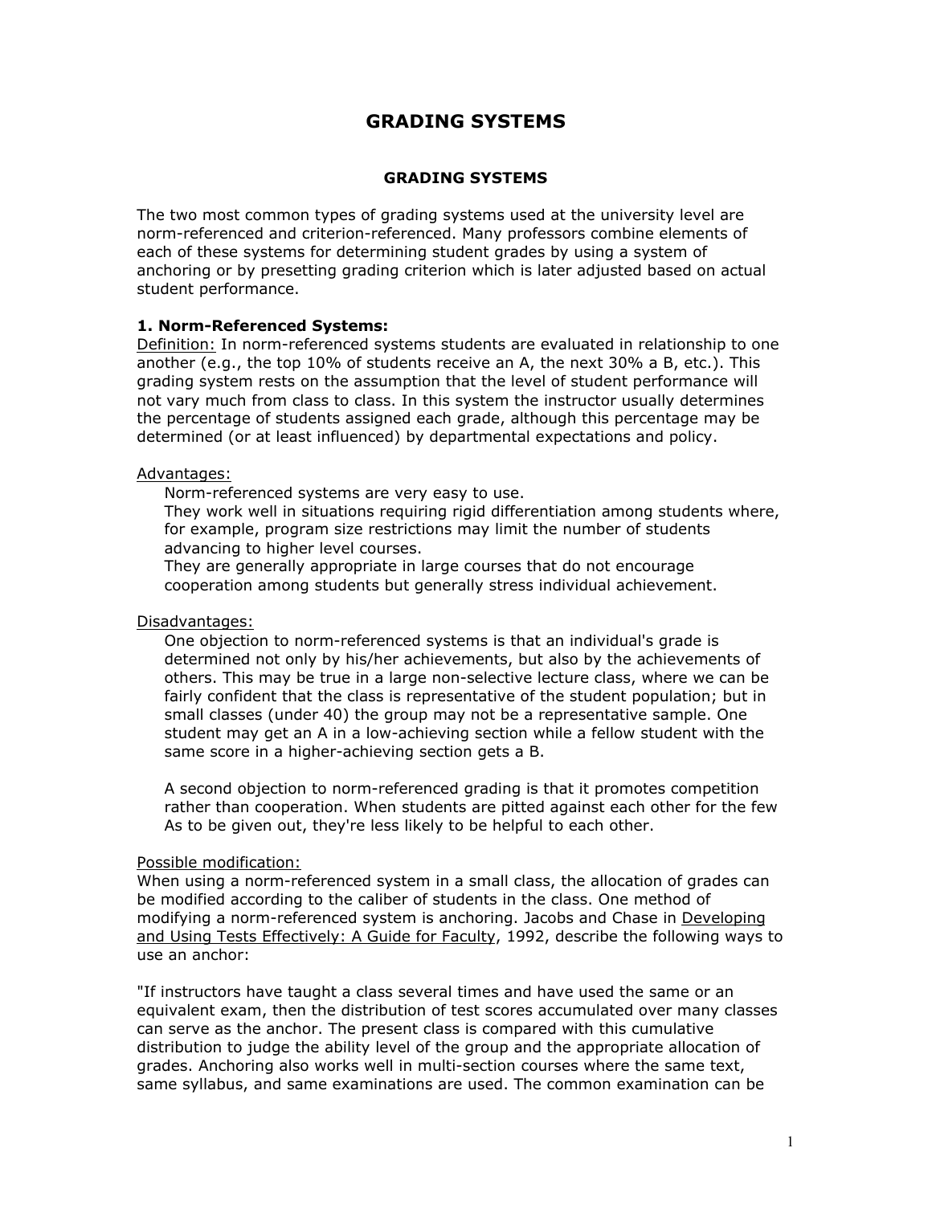# GRADING SYSTEMS

## GRADING SYSTEMS

The two most common types of grading systems used at the university level are norm-referenced and criterion-referenced. Many professors combine elements of each of these systems for determining student grades by using a system of anchoring or by presetting grading criterion which is later adjusted based on actual student performance.

### 1. Norm-Referenced Systems:

<u>Definition:</u> In norm-referenced systems students are evaluated in relationship to one another (e.g., the top 10% of students receive an A, the next 30% a B, etc.). This grading system rests on the assumption that the level of student performance will not vary much from class to class. In this system the instructor usually determines the percentage of students assigned each grade, although this percentage may be determined (or at least influenced) by departmental expectations and policy.

<u>Advantages:</u>

Norm-referenced systems are very easy to use.

They work well in situations requiring rigid differentiation among students where, for example, program size restrictions may limit the number of students advancing to higher level courses.

They are generally appropriate in large courses that do not encourage cooperation among students but generally stress individual achievement.

<u>Disadvantages:</u>

One objection to norm-referenced systems is that an individual's grade is determined not only by his/her achievements, but also by the achievements of others. This may be true in a large non-selective lecture class, where we can be fairly confident that the class is representative of the student population; but in small classes (under 40) the group may not be a representative sample. One student may get an A in a low-achieving section while a fellow student with the same score in a higher-achieving section gets a B.

A second objection to norm-referenced grading is that it promotes competition rather than cooperation. When students are pitted against each other for the few As to be given out, they're less likely to be helpful to each other.

<u>Possible modification:</u>

When using a norm-referenced system in a small class, the allocation of grades can be modified according to the caliber of students in the class. One method of modifying a norm-referenced system is anchoring. Jacobs and Chase in <u>Developing and Using Tests Effectively: A Guide for Faculty</u>, 1992, describe the following ways to use an anchor:

"If instructors have taught a class several times and have used the same or an equivalent exam, then the distribution of test scores accumulated over many classes can serve as the anchor. The present class is compared with this cumulative distribution to judge the ability level of the group and the appropriate allocation of grades. Anchoring also works well in multi-section courses where the same text, same syllabus, and same examinations are used. The common examination can be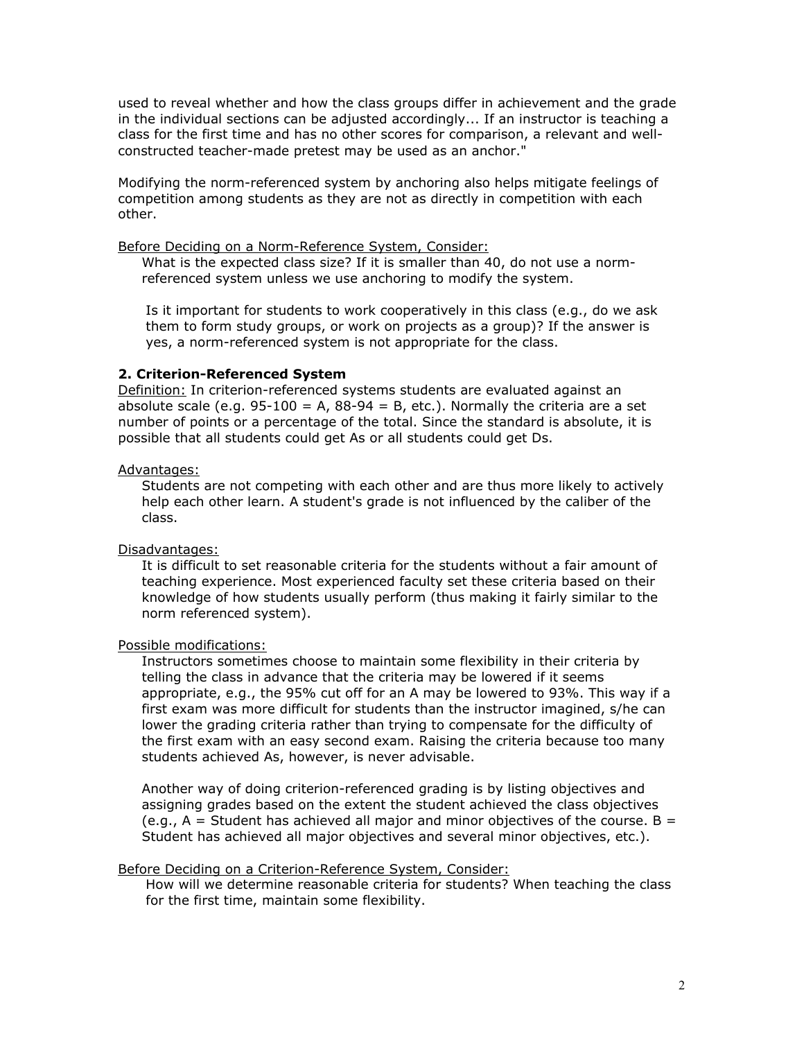used to reveal whether and how the class groups differ in achievement and the grade in the individual sections can be adjusted accordingly... If an instructor is teaching a class for the first time and has no other scores for comparison, a relevant and well-constructed teacher-made pretest may be used as an anchor."

Modifying the norm-referenced system by anchoring also helps mitigate feelings of competition among students as they are not as directly in competition with each other.

<u>Before Deciding on a Norm-Reference System, Consider:</u>

What is the expected class size? If it is smaller than 40, do not use a norm-referenced system unless we use anchoring to modify the system.

Is it important for students to work cooperatively in this class (e.g., do we ask them to form study groups, or work on projects as a group)? If the answer is yes, a norm-referenced system is not appropriate for the class.

**2. Criterion-Referenced System**

<u>Definition:</u> In criterion-referenced systems students are evaluated against an absolute scale (e.g. 95-100 = A, 88-94 = B, etc.). Normally the criteria are a set number of points or a percentage of the total. Since the standard is absolute, it is possible that all students could get As or all students could get Ds.

<u>Advantages:</u>

Students are not competing with each other and are thus more likely to actively help each other learn. A student's grade is not influenced by the caliber of the class.

<u>Disadvantages:</u>

It is difficult to set reasonable criteria for the students without a fair amount of teaching experience. Most experienced faculty set these criteria based on their knowledge of how students usually perform (thus making it fairly similar to the norm referenced system).

<u>Possible modifications:</u>

Instructors sometimes choose to maintain some flexibility in their criteria by telling the class in advance that the criteria may be lowered if it seems appropriate, e.g., the 95% cut off for an A may be lowered to 93%. This way if a first exam was more difficult for students than the instructor imagined, s/he can lower the grading criteria rather than trying to compensate for the difficulty of the first exam with an easy second exam. Raising the criteria because too many students achieved As, however, is never advisable.

Another way of doing criterion-referenced grading is by listing objectives and assigning grades based on the extent the student achieved the class objectives (e.g., A = Student has achieved all major and minor objectives of the course. B = Student has achieved all major objectives and several minor objectives, etc.).

<u>Before Deciding on a Criterion-Reference System, Consider:</u>

How will we determine reasonable criteria for students? When teaching the class for the first time, maintain some flexibility.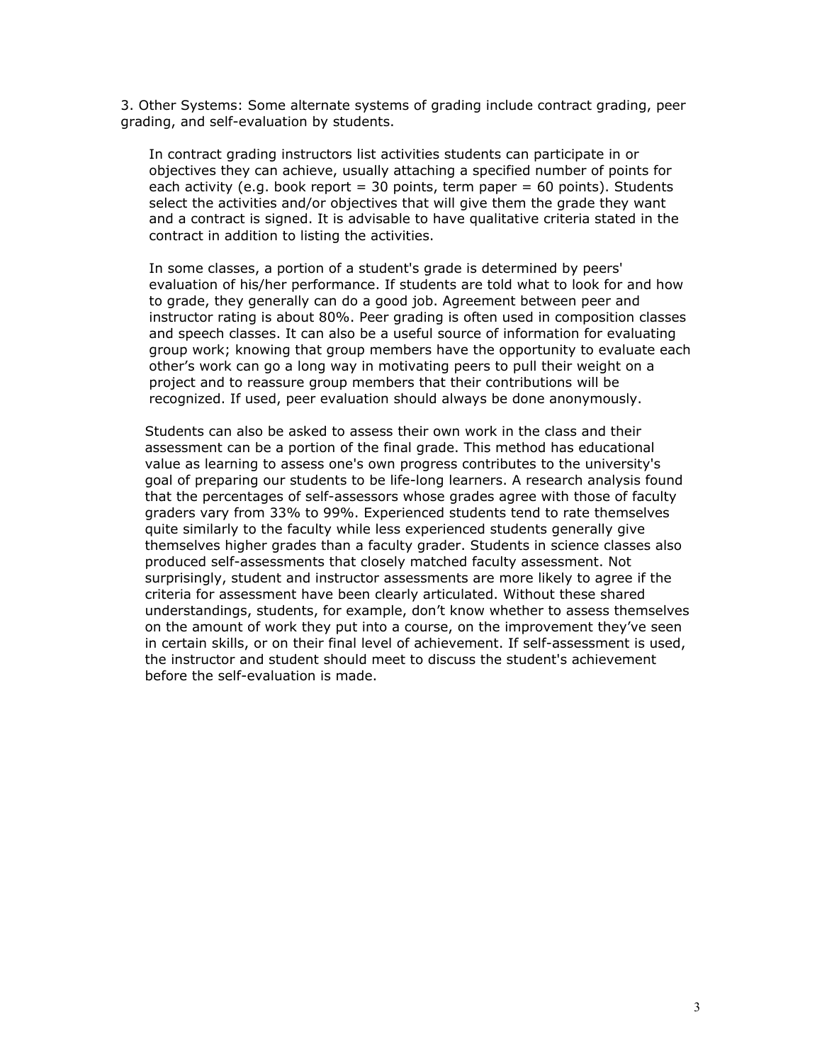3. Other Systems: Some alternate systems of grading include contract grading, peer grading, and self-evaluation by students.

In contract grading instructors list activities students can participate in or objectives they can achieve, usually attaching a specified number of points for each activity (e.g. book report = 30 points, term paper = 60 points). Students select the activities and/or objectives that will give them the grade they want and a contract is signed. It is advisable to have qualitative criteria stated in the contract in addition to listing the activities.

In some classes, a portion of a student's grade is determined by peers' evaluation of his/her performance. If students are told what to look for and how to grade, they generally can do a good job. Agreement between peer and instructor rating is about 80%. Peer grading is often used in composition classes and speech classes. It can also be a useful source of information for evaluating group work; knowing that group members have the opportunity to evaluate each other's work can go a long way in motivating peers to pull their weight on a project and to reassure group members that their contributions will be recognized. If used, peer evaluation should always be done anonymously.

Students can also be asked to assess their own work in the class and their assessment can be a portion of the final grade. This method has educational value as learning to assess one's own progress contributes to the university's goal of preparing our students to be life-long learners. A research analysis found that the percentages of self-assessors whose grades agree with those of faculty graders vary from 33% to 99%. Experienced students tend to rate themselves quite similarly to the faculty while less experienced students generally give themselves higher grades than a faculty grader. Students in science classes also produced self-assessments that closely matched faculty assessment. Not surprisingly, student and instructor assessments are more likely to agree if the criteria for assessment have been clearly articulated. Without these shared understandings, students, for example, don't know whether to assess themselves on the amount of work they put into a course, on the improvement they've seen in certain skills, or on their final level of achievement. If self-assessment is used, the instructor and student should meet to discuss the student's achievement before the self-evaluation is made.